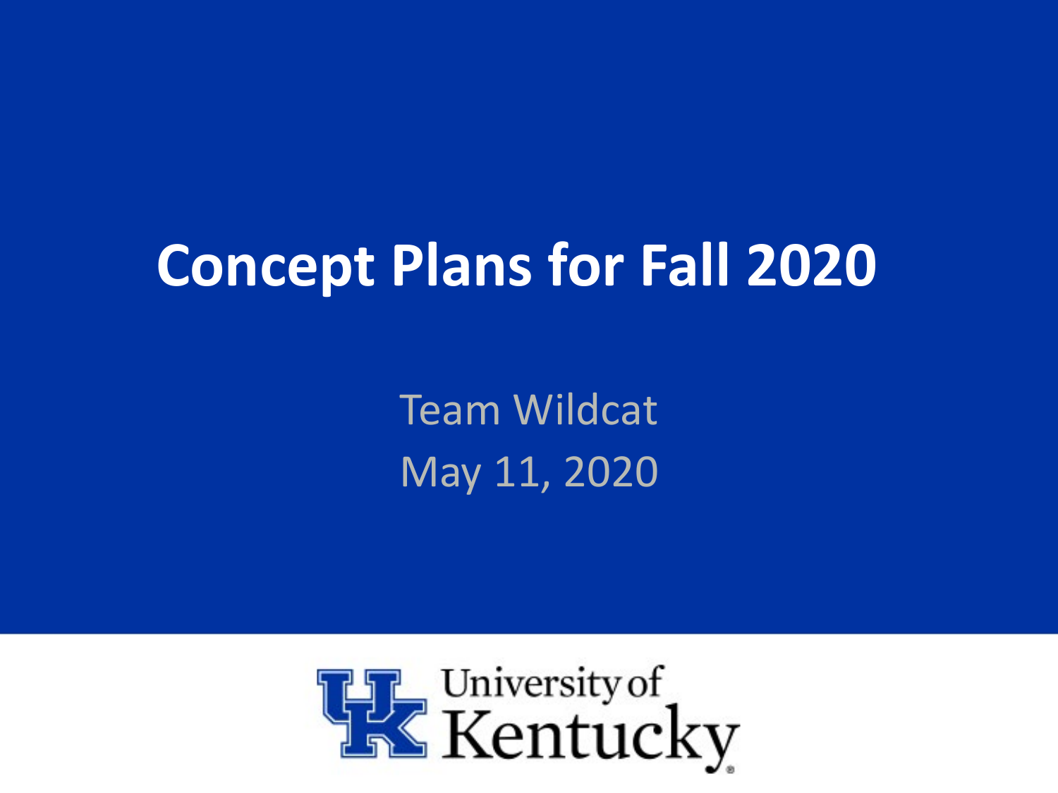# Concept Plans for Fall 2020

Team Wildcat

May 11, 2020

University of Kentucky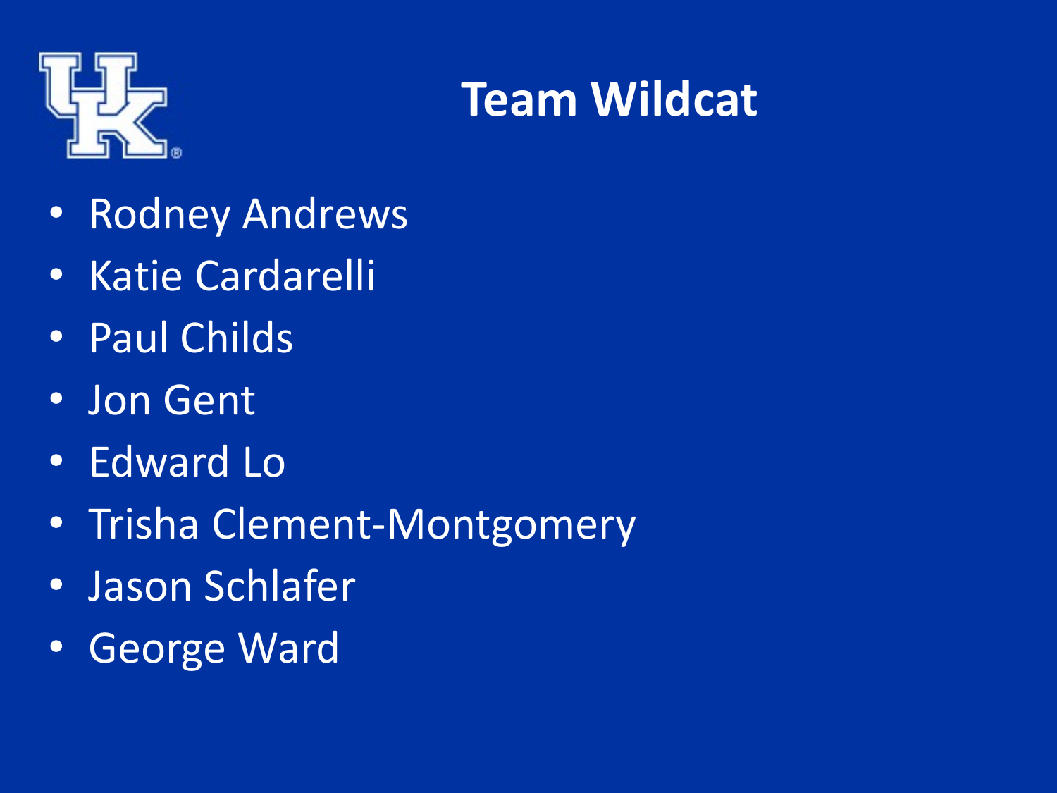# Team Wildcat

- Rodney Andrews
- Katie Cardarelli
- Paul Childs
- Jon Gent
- Edward Lo
- Trisha Clement-Montgomery
- Jason Schlafer
- George Ward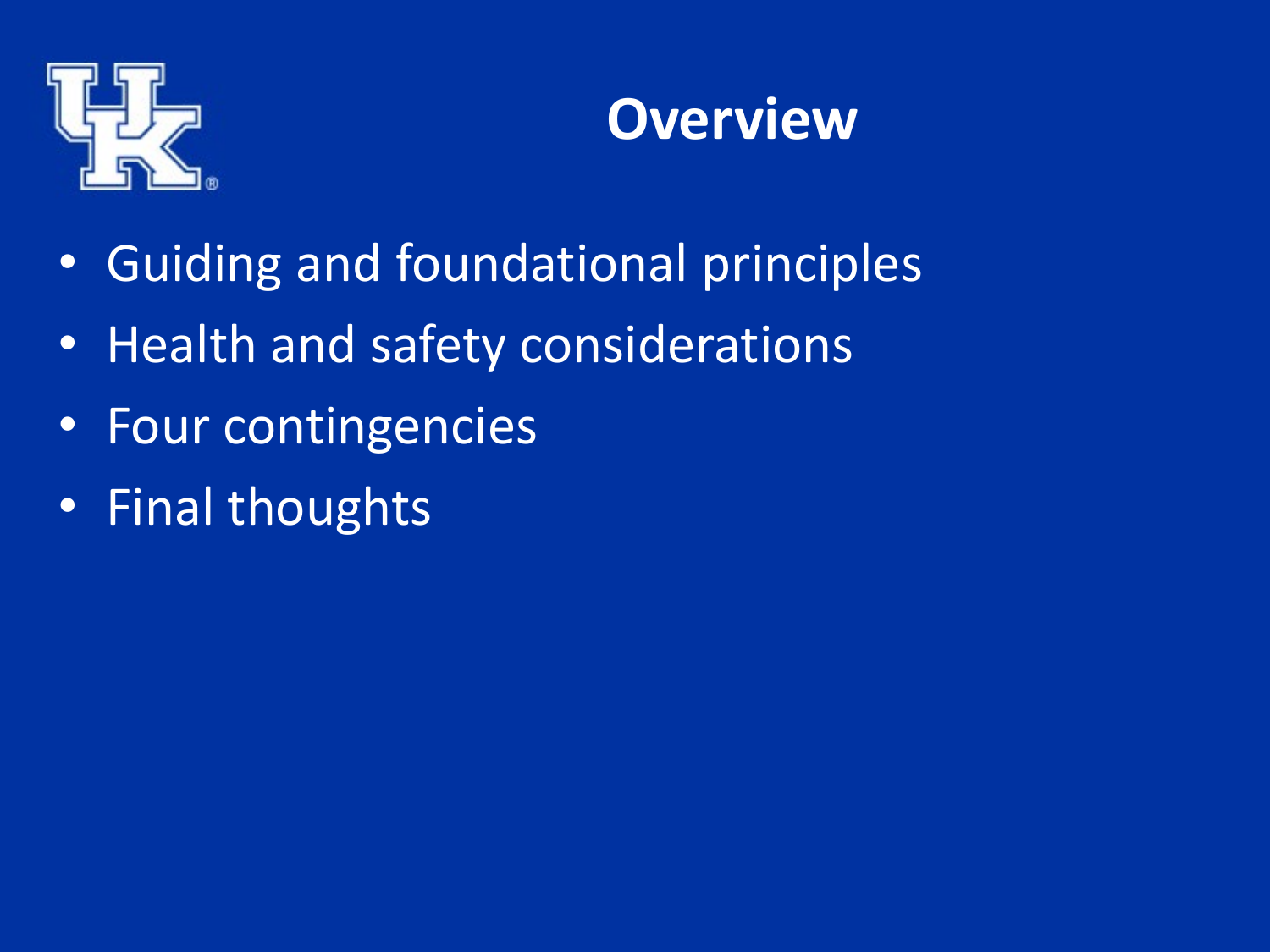# Overview

- Guiding and foundational principles
- Health and safety considerations
- Four contingencies
- Final thoughts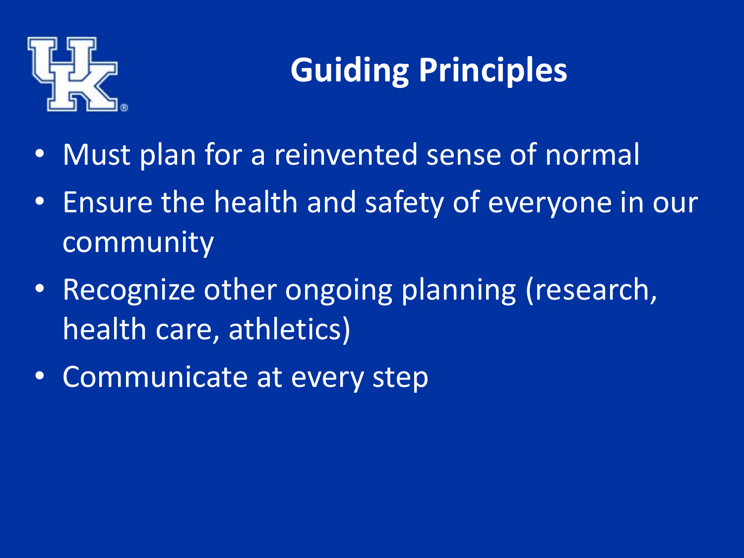# Guiding Principles

- Must plan for a reinvented sense of normal
- Ensure the health and safety of everyone in our community
- Recognize other ongoing planning (research, health care, athletics)
- Communicate at every step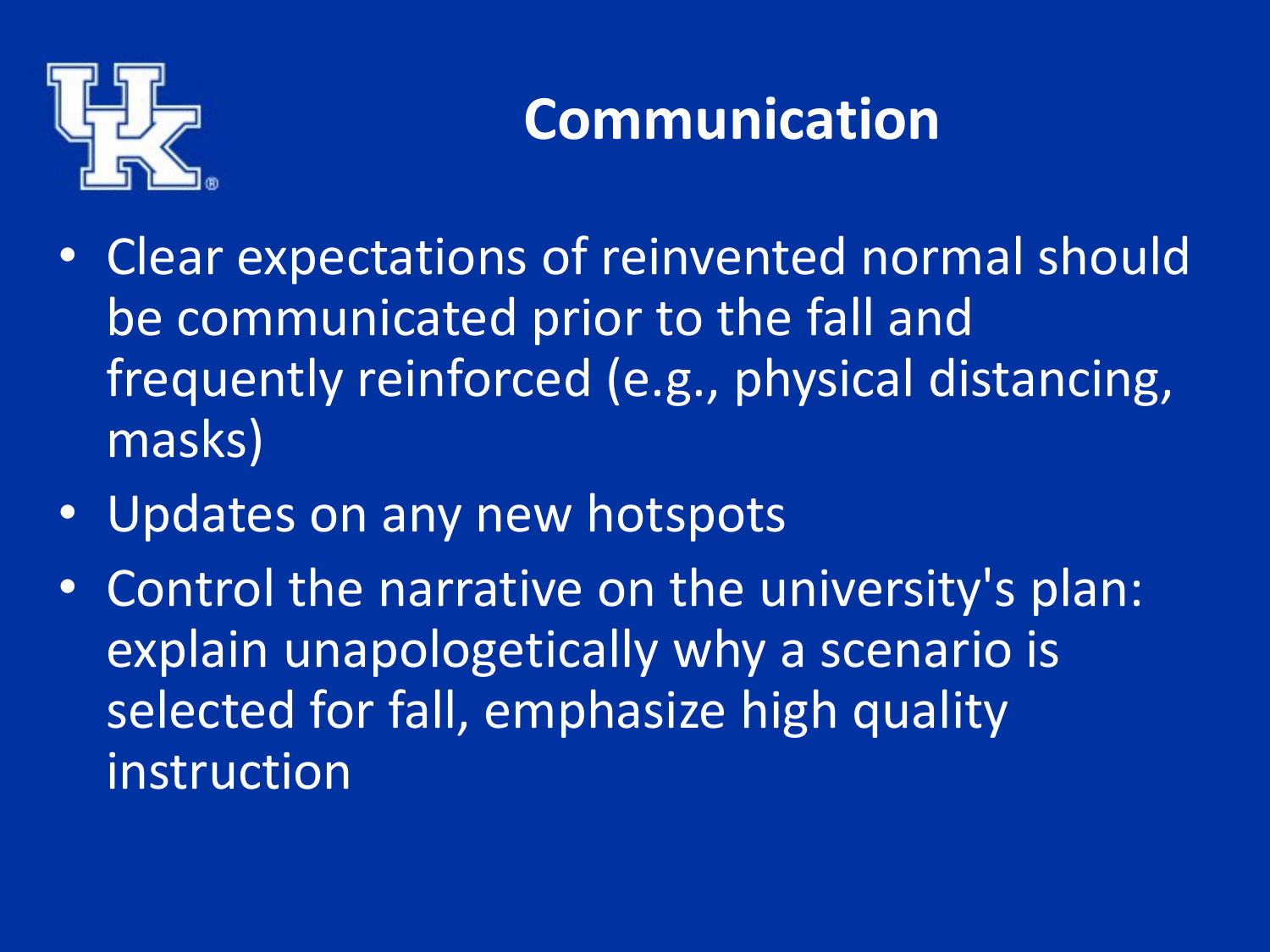# Communication

- Clear expectations of reinvented normal should be communicated prior to the fall and frequently reinforced (e.g., physical distancing, masks)
- Updates on any new hotspots
- Control the narrative on the university's plan: explain unapologetically why a scenario is selected for fall, emphasize high quality instruction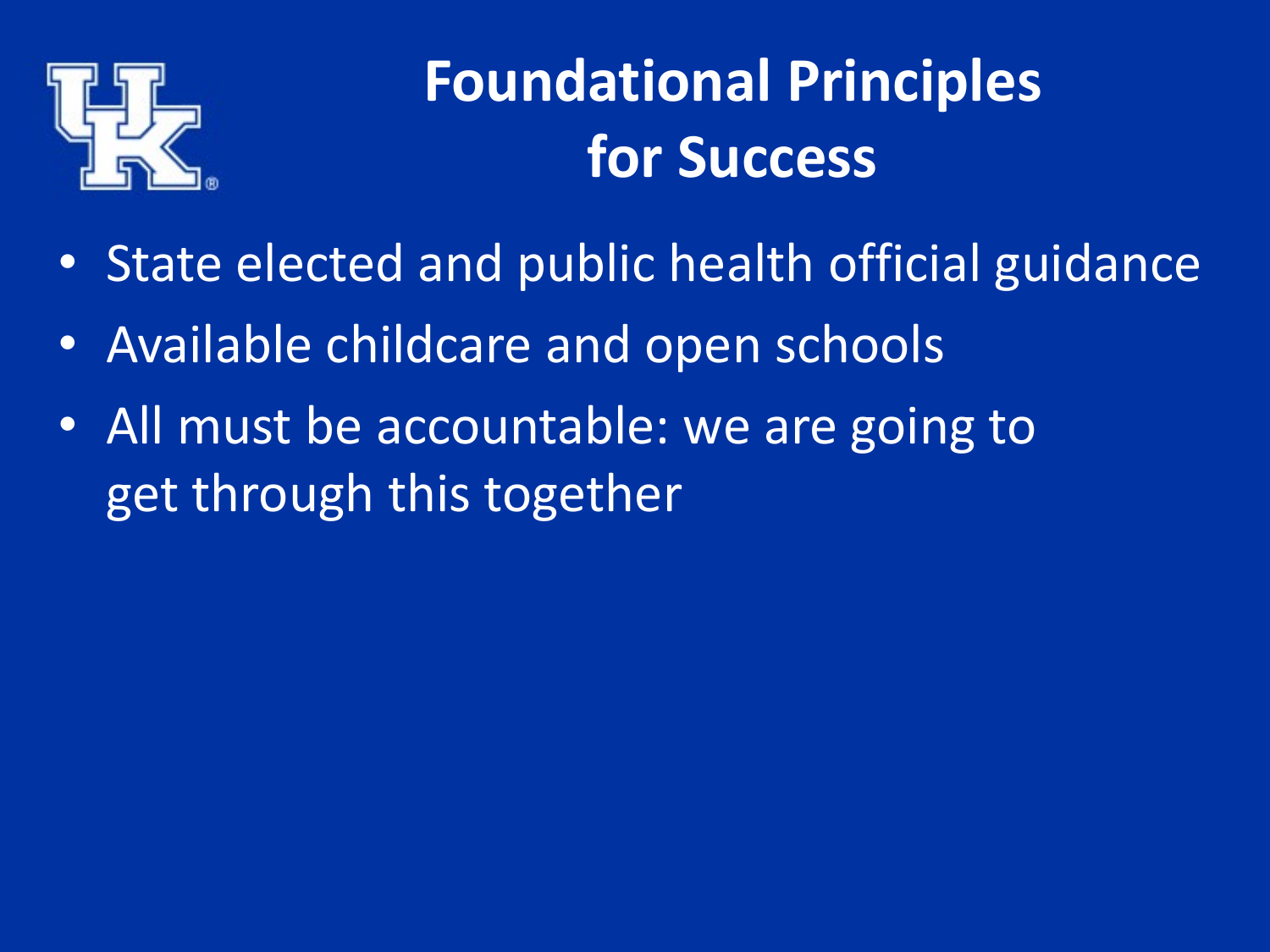# Foundational Principles for Success

- State elected and public health official guidance
- Available childcare and open schools
- All must be accountable: we are going to get through this together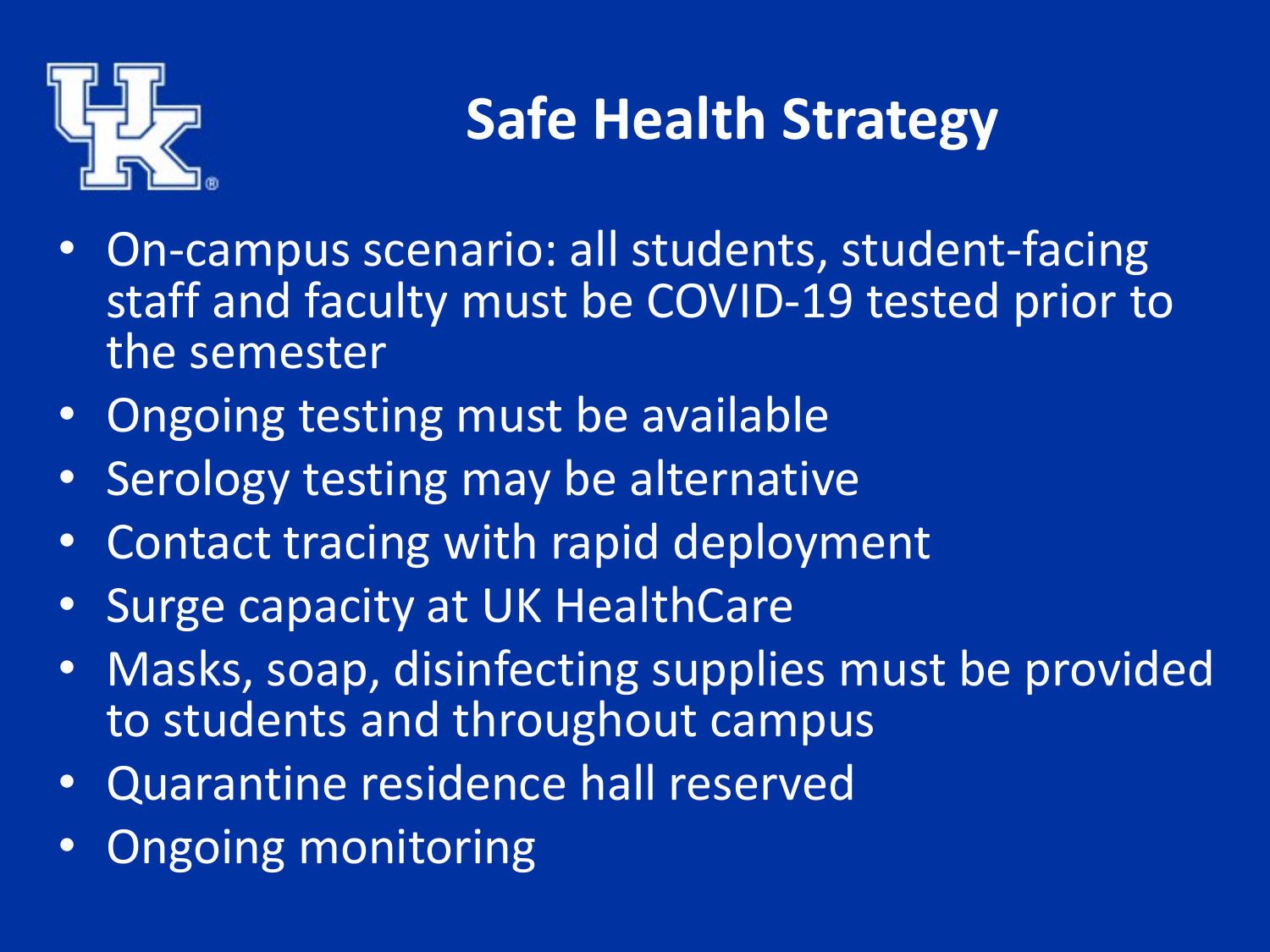# Safe Health Strategy

- On-campus scenario: all students, student-facing staff and faculty must be COVID-19 tested prior to the semester
- Ongoing testing must be available
- Serology testing may be alternative
- Contact tracing with rapid deployment
- Surge capacity at UK HealthCare
- Masks, soap, disinfecting supplies must be provided to students and throughout campus
- Quarantine residence hall reserved
- Ongoing monitoring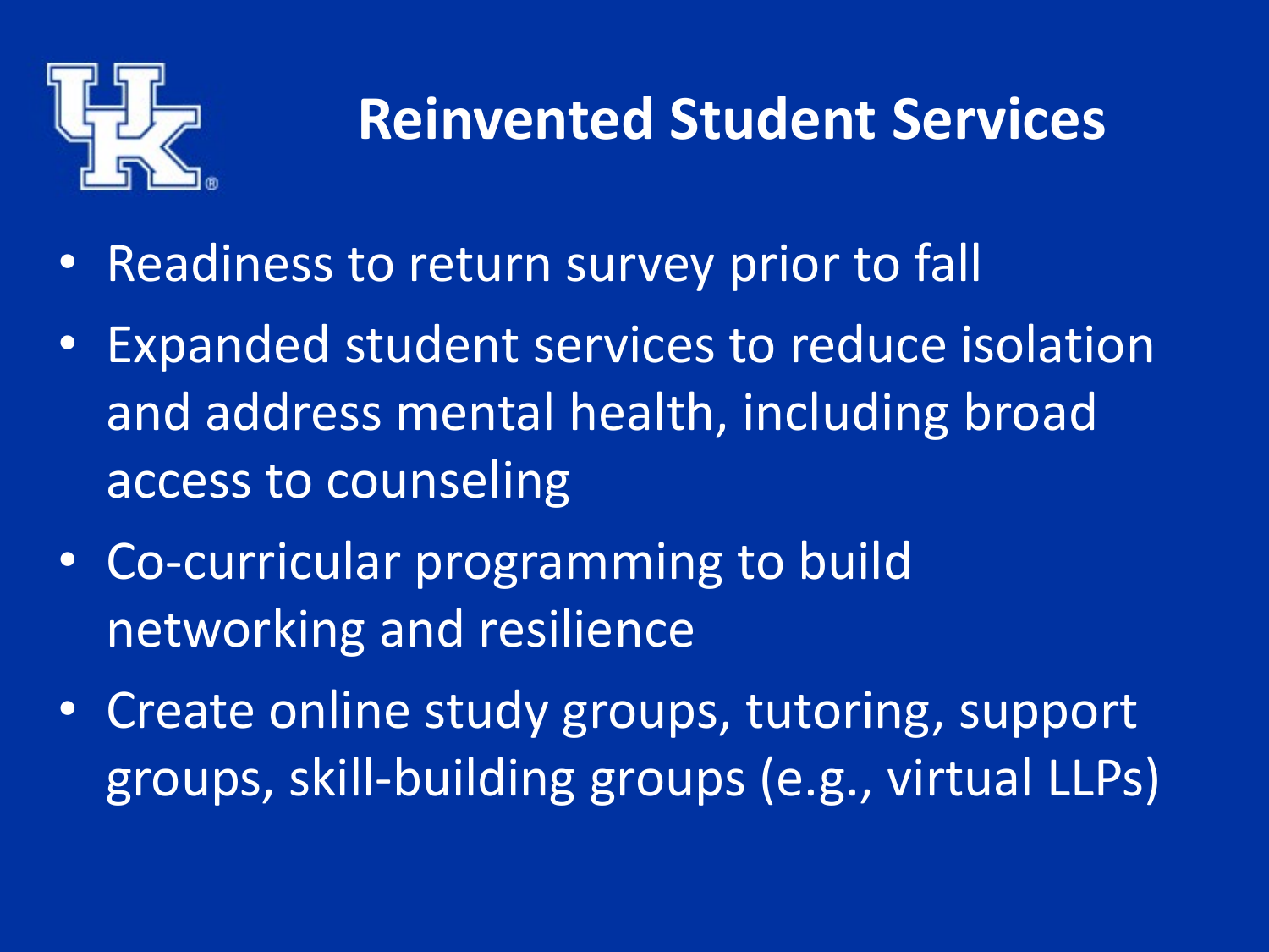# Reinvented Student Services

- Readiness to return survey prior to fall
- Expanded student services to reduce isolation and address mental health, including broad access to counseling
- Co-curricular programming to build networking and resilience
- Create online study groups, tutoring, support groups, skill-building groups (e.g., virtual LLPs)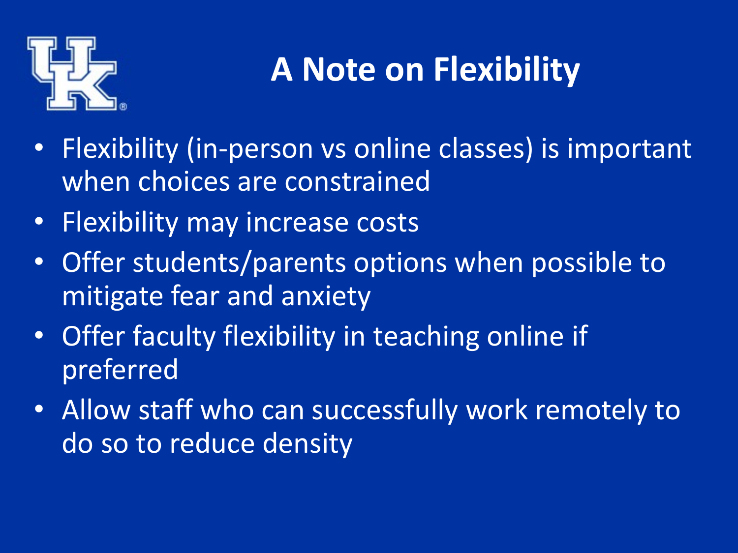# A Note on Flexibility

- Flexibility (in-person vs online classes) is important when choices are constrained
- Flexibility may increase costs
- Offer students/parents options when possible to mitigate fear and anxiety
- Offer faculty flexibility in teaching online if preferred
- Allow staff who can successfully work remotely to do so to reduce density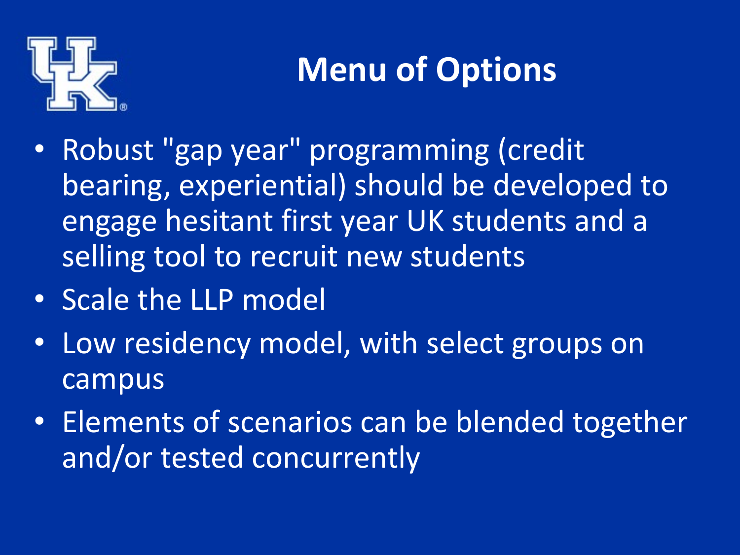# Menu of Options

- Robust "gap year" programming (credit bearing, experiential) should be developed to engage hesitant first year UK students and a selling tool to recruit new students
- Scale the LLP model
- Low residency model, with select groups on campus
- Elements of scenarios can be blended together and/or tested concurrently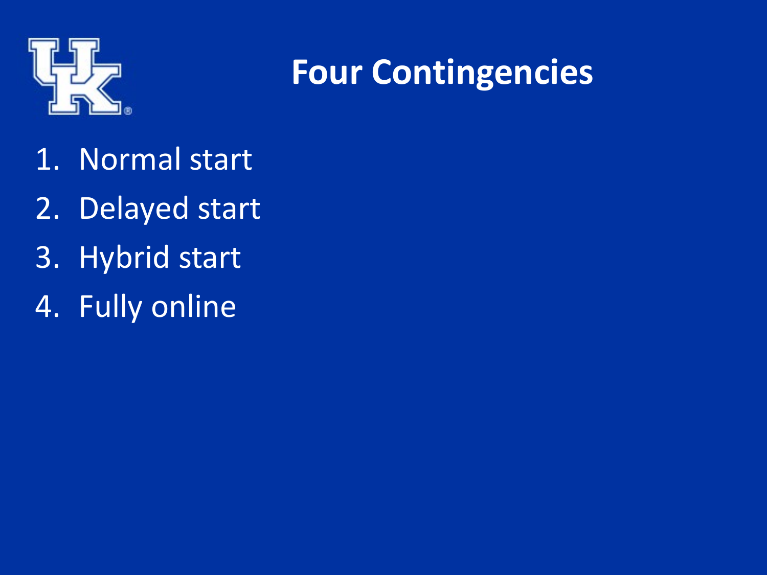# Four Contingencies

1. Normal start
2. Delayed start
3. Hybrid start
4. Fully online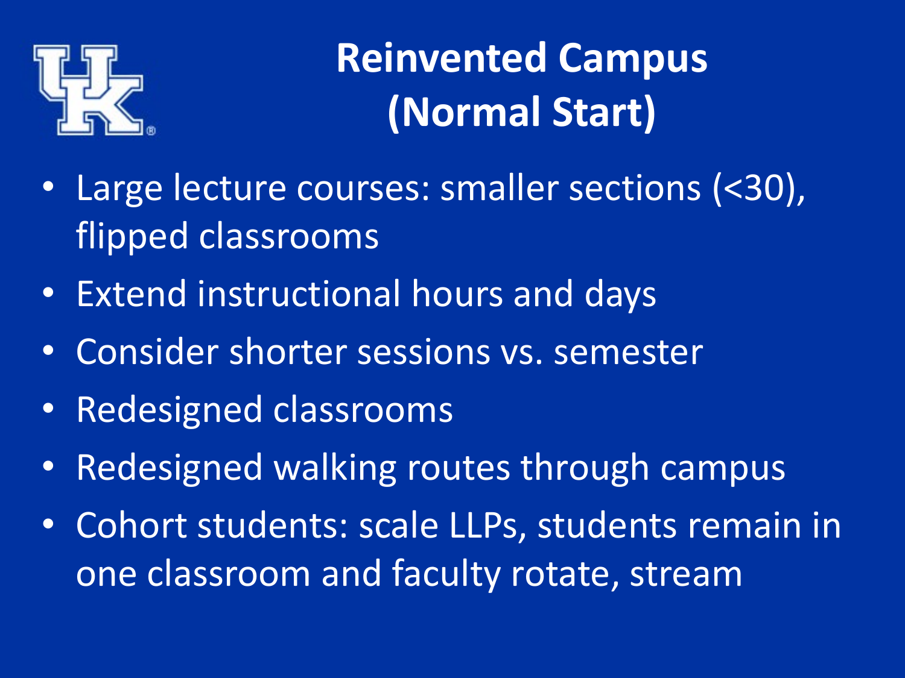# Reinvented Campus (Normal Start)

- Large lecture courses: smaller sections (<30), flipped classrooms
- Extend instructional hours and days
- Consider shorter sessions vs. semester
- Redesigned classrooms
- Redesigned walking routes through campus
- Cohort students: scale LLPs, students remain in one classroom and faculty rotate, stream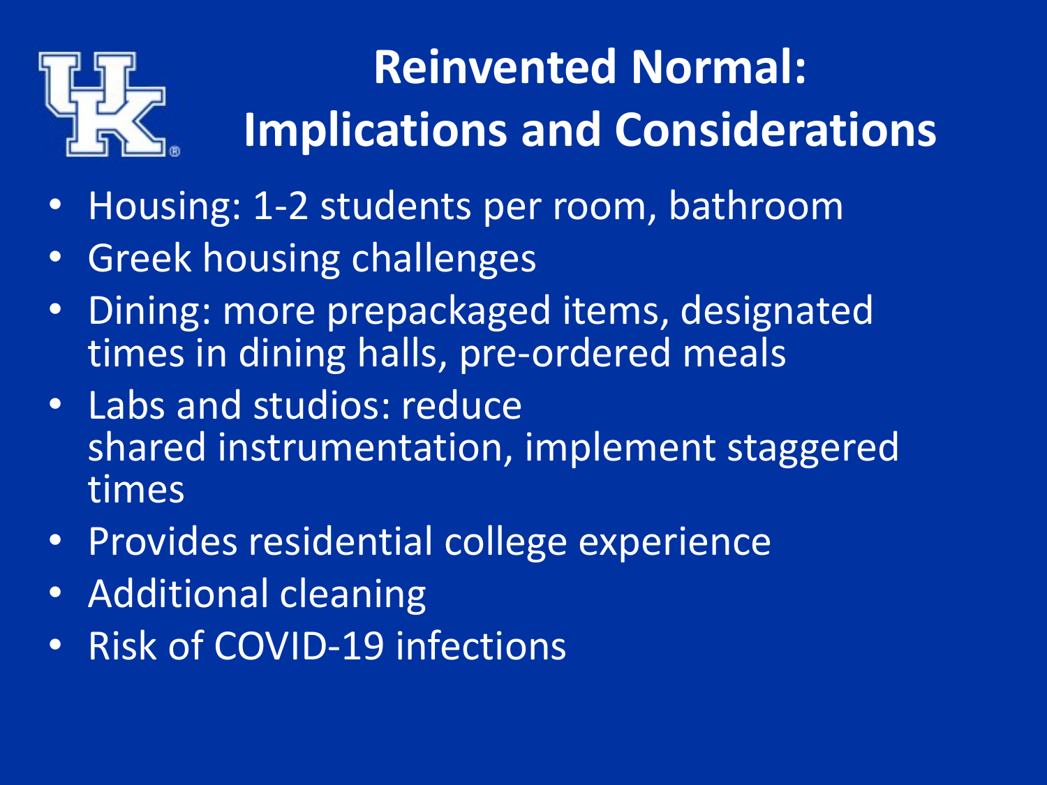# Reinvented Normal: Implications and Considerations

- Housing: 1-2 students per room, bathroom
- Greek housing challenges
- Dining: more prepackaged items, designated times in dining halls, pre-ordered meals
- Labs and studios: reduce shared instrumentation, implement staggered times
- Provides residential college experience
- Additional cleaning
- Risk of COVID-19 infections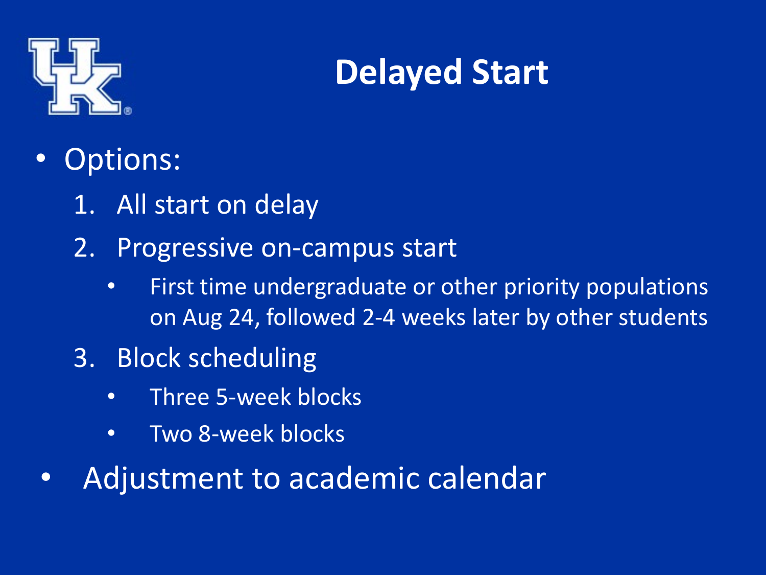# Delayed Start

- Options:
  1. All start on delay
  2. Progressive on-campus start
     - First time undergraduate or other priority populations on Aug 24, followed 2-4 weeks later by other students
  3. Block scheduling
     - Three 5-week blocks
     - Two 8-week blocks
- Adjustment to academic calendar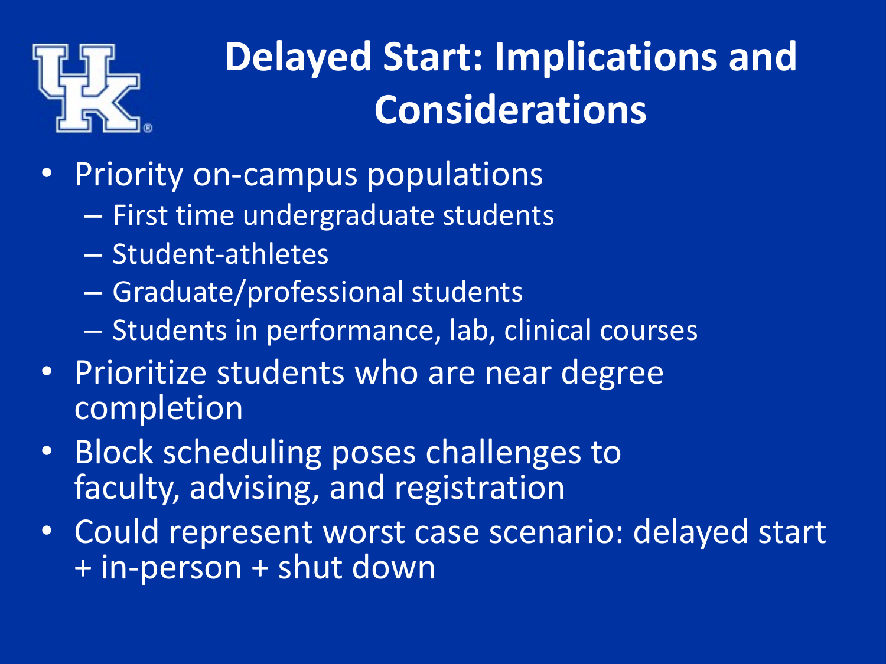# Delayed Start: Implications and Considerations

- Priority on-campus populations
  - First time undergraduate students
  - Student-athletes
  - Graduate/professional students
  - Students in performance, lab, clinical courses
- Prioritize students who are near degree completion
- Block scheduling poses challenges to faculty, advising, and registration
- Could represent worst case scenario: delayed start + in-person + shut down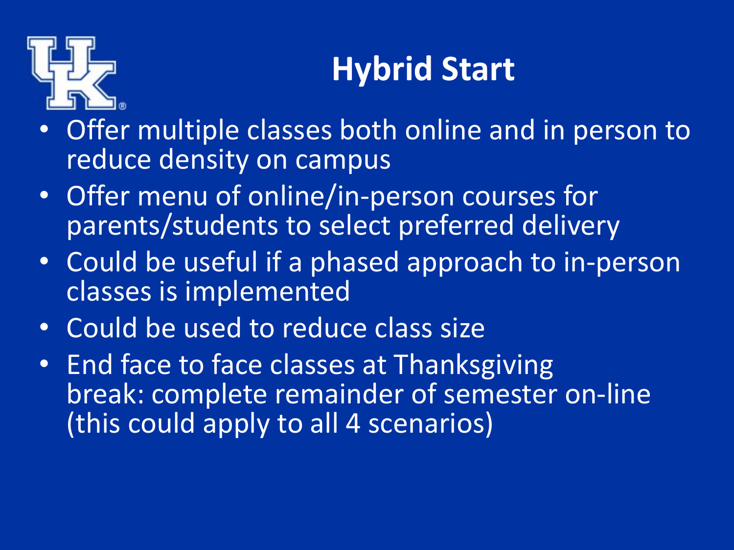# Hybrid Start

- Offer multiple classes both online and in person to reduce density on campus
- Offer menu of online/in-person courses for parents/students to select preferred delivery
- Could be useful if a phased approach to in-person classes is implemented
- Could be used to reduce class size
- End face to face classes at Thanksgiving break: complete remainder of semester on-line (this could apply to all 4 scenarios)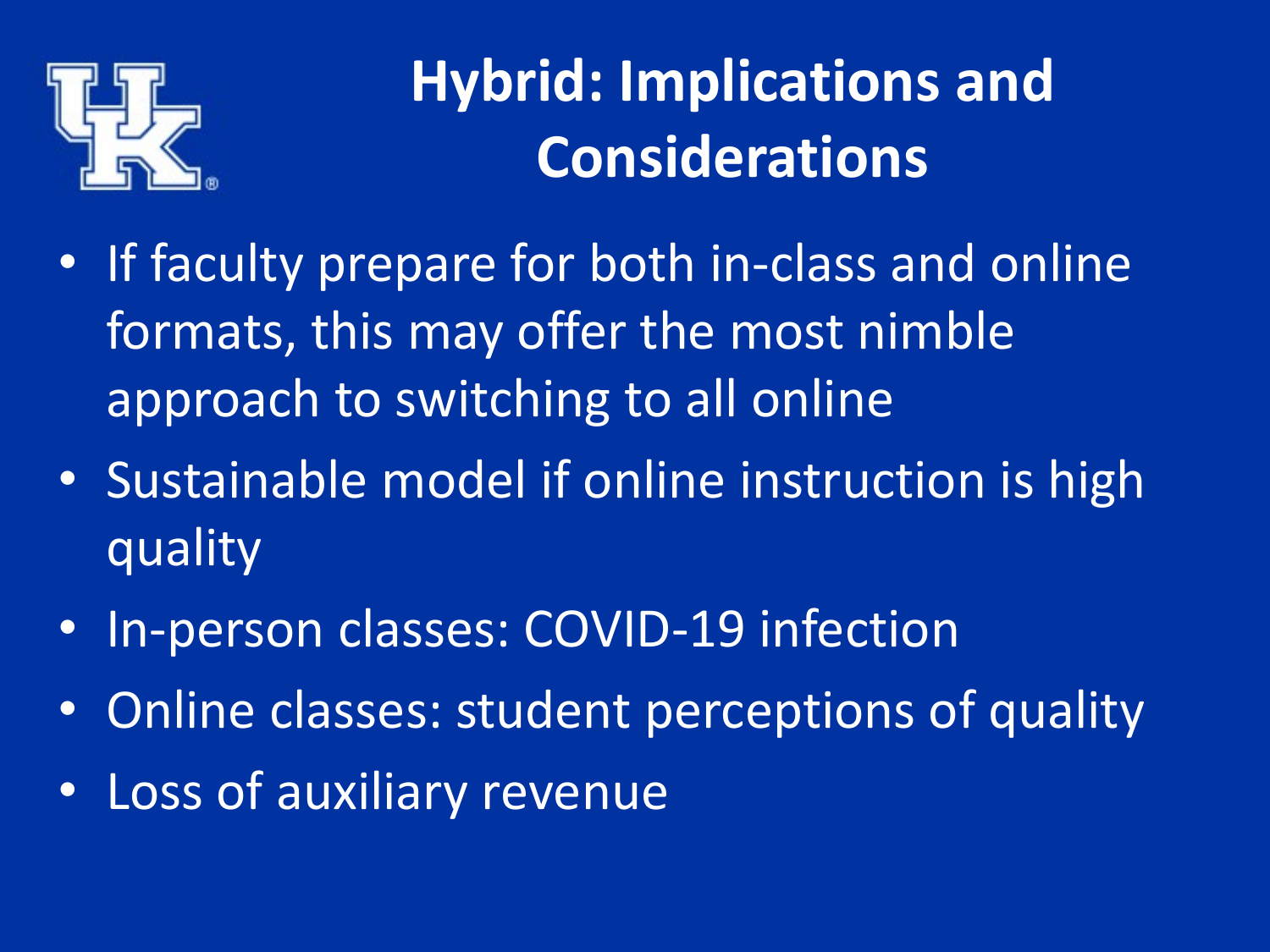# Hybrid: Implications and Considerations

- If faculty prepare for both in-class and online formats, this may offer the most nimble approach to switching to all online
- Sustainable model if online instruction is high quality
- In-person classes: COVID-19 infection
- Online classes: student perceptions of quality
- Loss of auxiliary revenue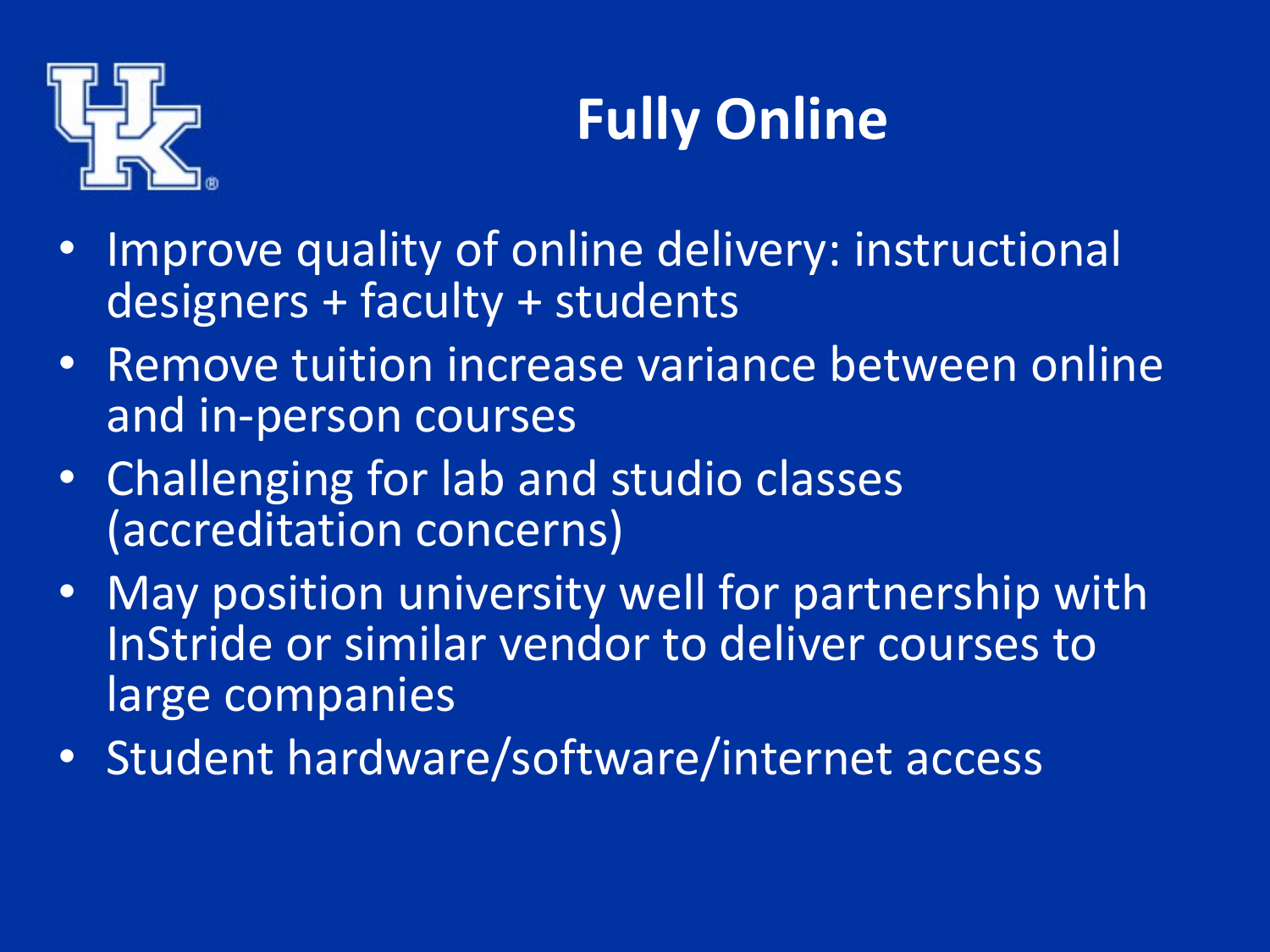# Fully Online

- Improve quality of online delivery: instructional designers + faculty + students
- Remove tuition increase variance between online and in-person courses
- Challenging for lab and studio classes (accreditation concerns)
- May position university well for partnership with InStride or similar vendor to deliver courses to large companies
- Student hardware/software/internet access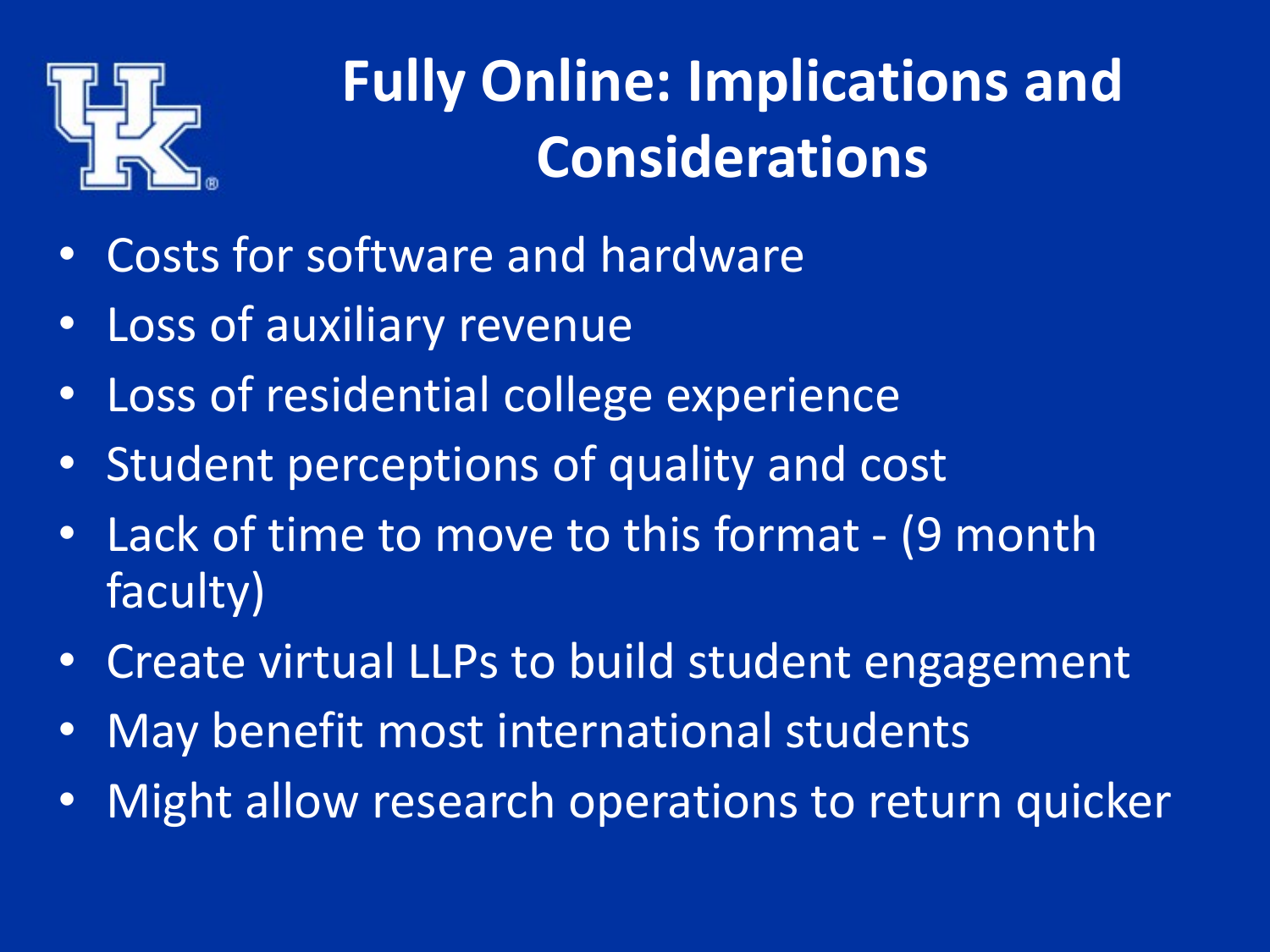# Fully Online: Implications and Considerations

- Costs for software and hardware
- Loss of auxiliary revenue
- Loss of residential college experience
- Student perceptions of quality and cost
- Lack of time to move to this format - (9 month faculty)
- Create virtual LLPs to build student engagement
- May benefit most international students
- Might allow research operations to return quicker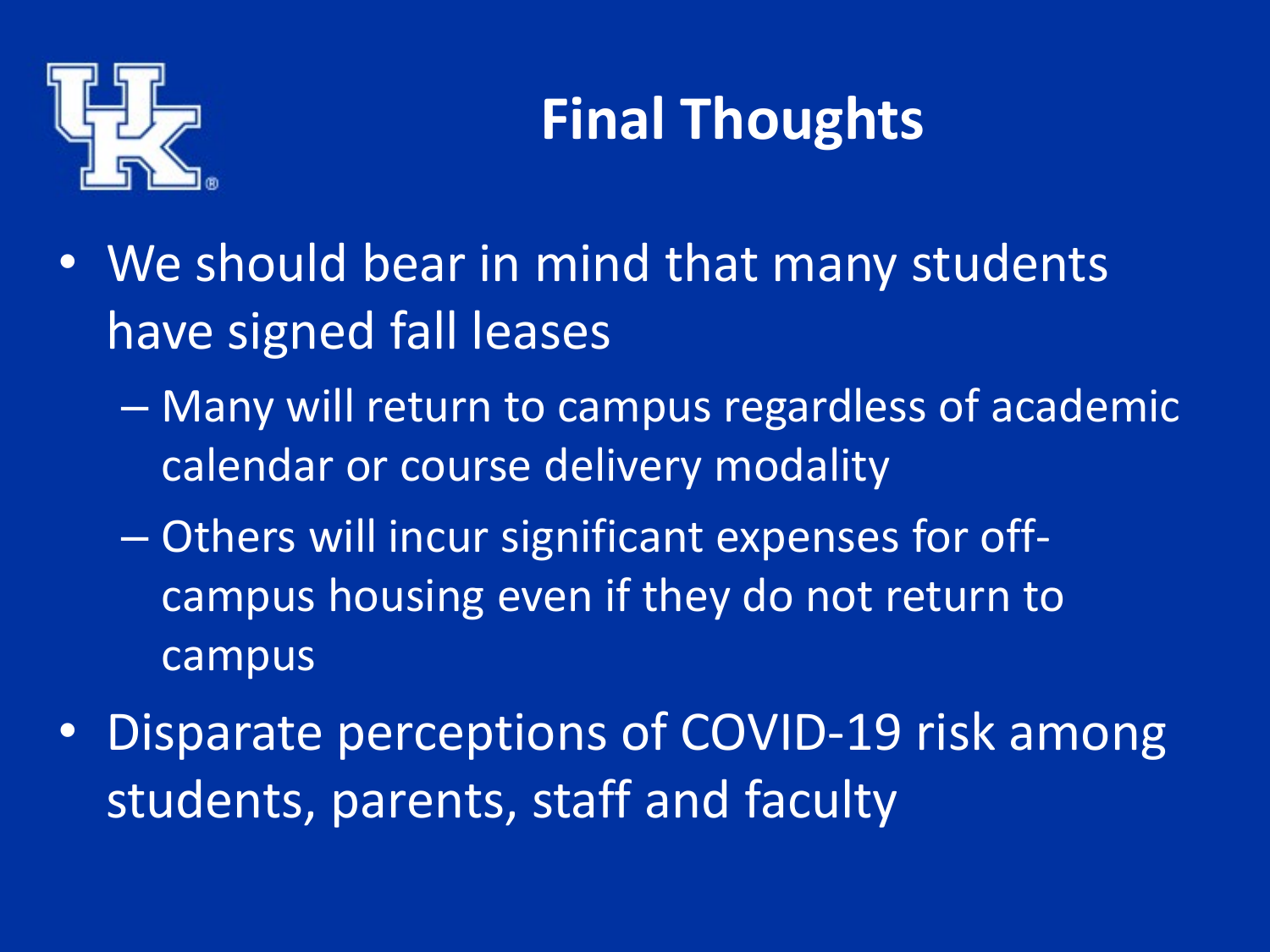# Final Thoughts

- We should bear in mind that many students have signed fall leases
  - Many will return to campus regardless of academic calendar or course delivery modality
  - Others will incur significant expenses for off-campus housing even if they do not return to campus
- Disparate perceptions of COVID-19 risk among students, parents, staff and faculty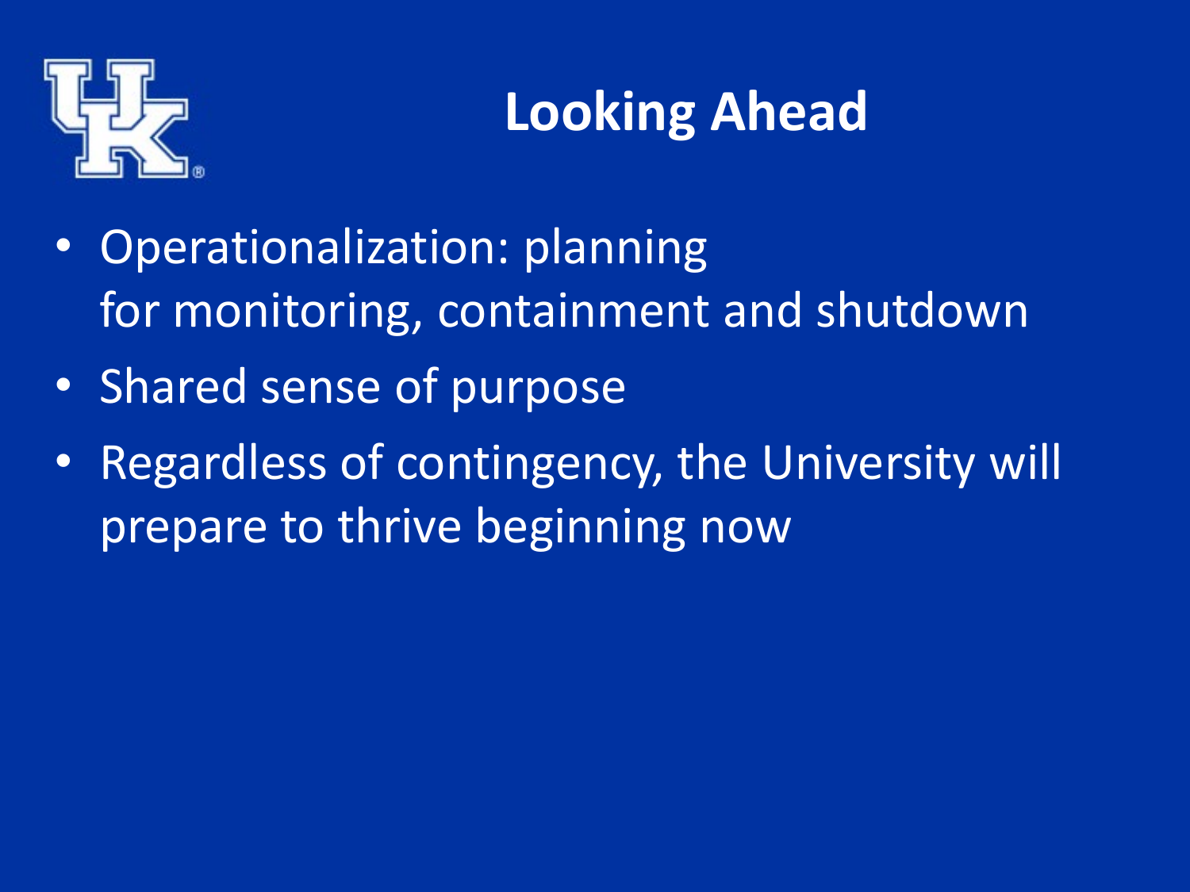# Looking Ahead

- Operationalization: planning for monitoring, containment and shutdown
- Shared sense of purpose
- Regardless of contingency, the University will prepare to thrive beginning now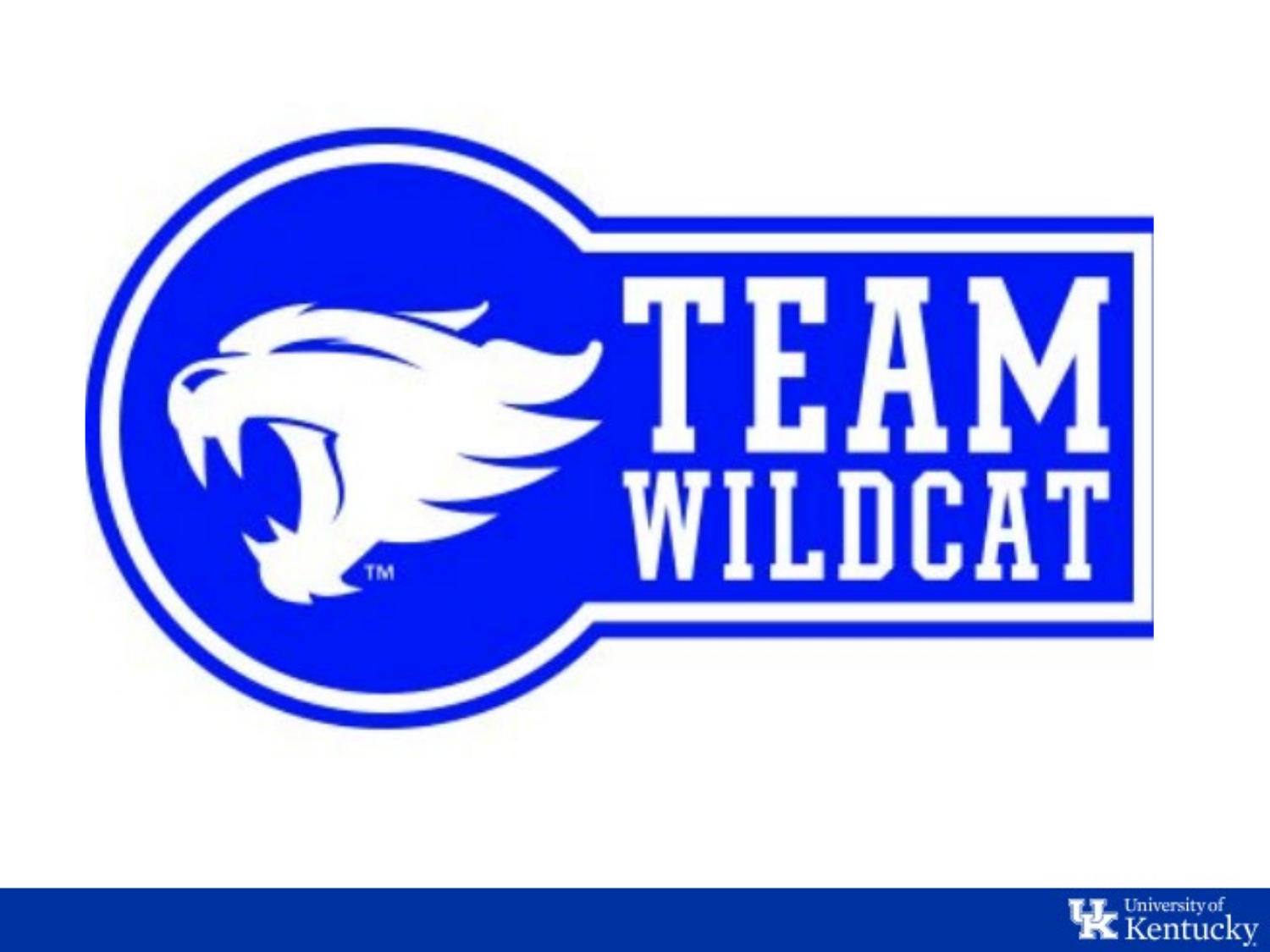TEAM
WILDCAT